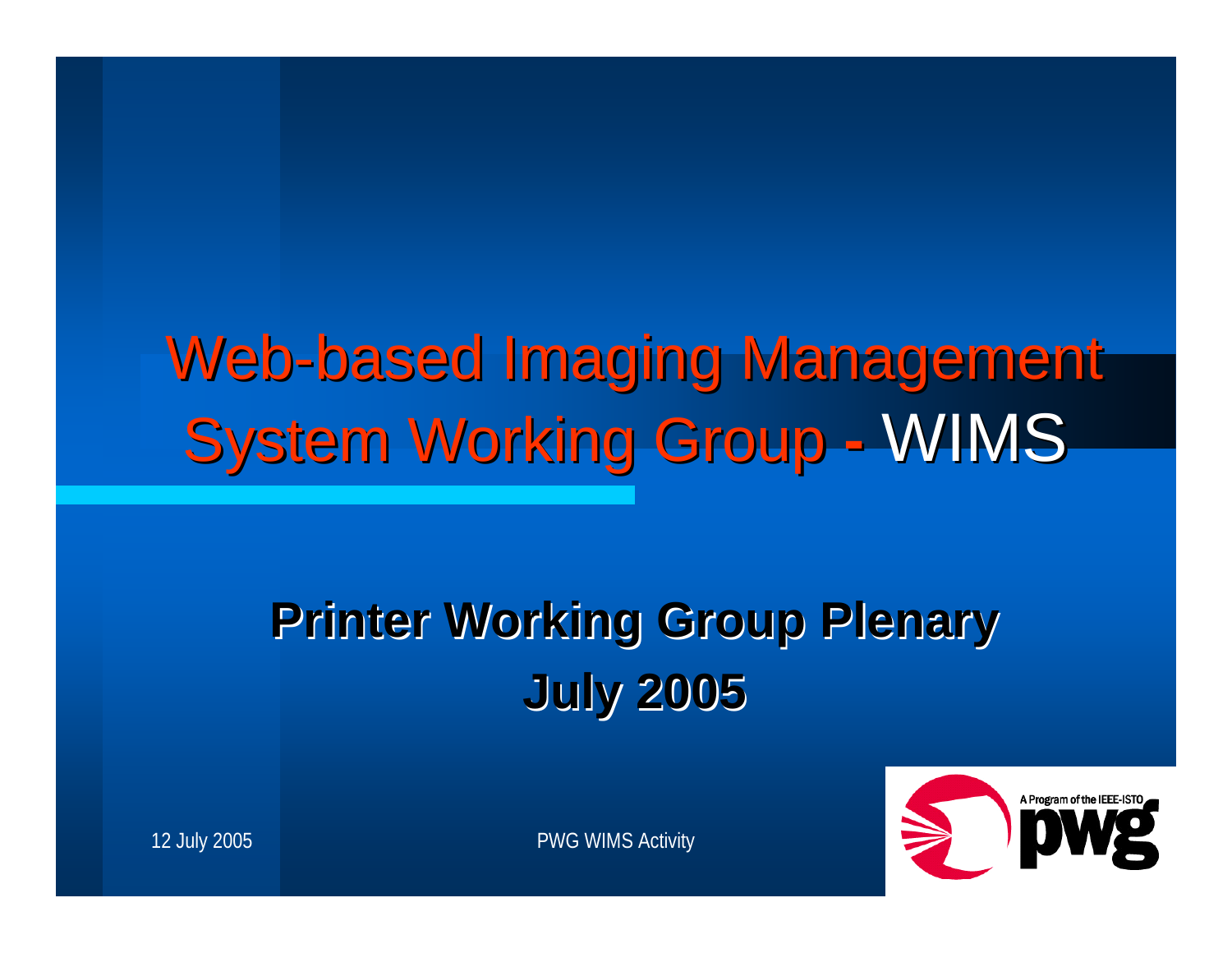# Web-based Imaging Management System Working Group - WIMS

## Printer Working Group Plenary
## July 2005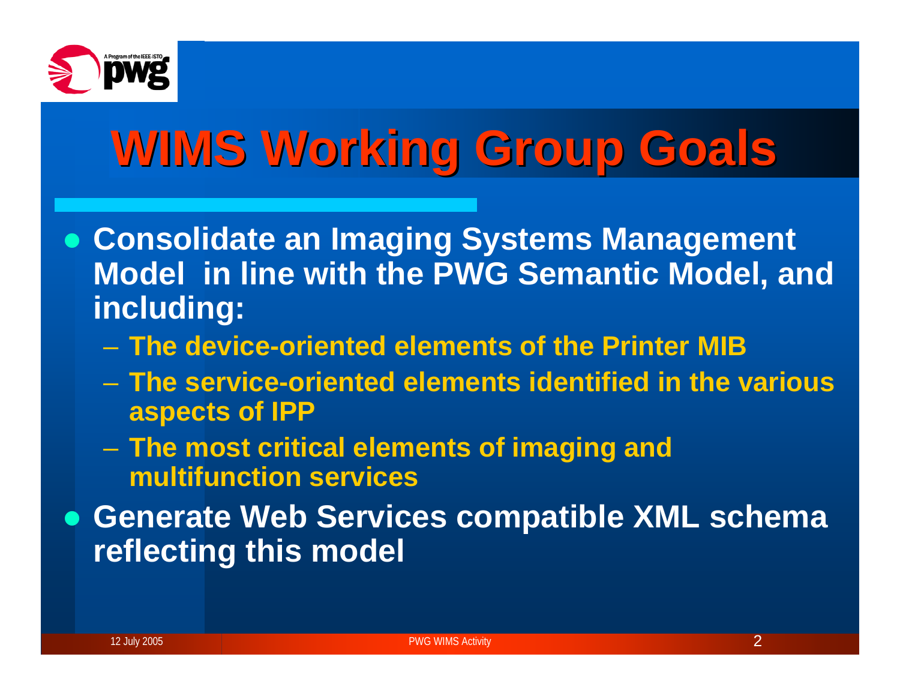# WIMS Working Group Goals

- **Consolidate an Imaging Systems Management Model in line with the PWG Semantic Model, and including:**
  - **The device-oriented elements of the Printer MIB**
  - **The service-oriented elements identified in the various aspects of IPP**
  - **The most critical elements of imaging and multifunction services**
- **Generate Web Services compatible XML schema reflecting this model**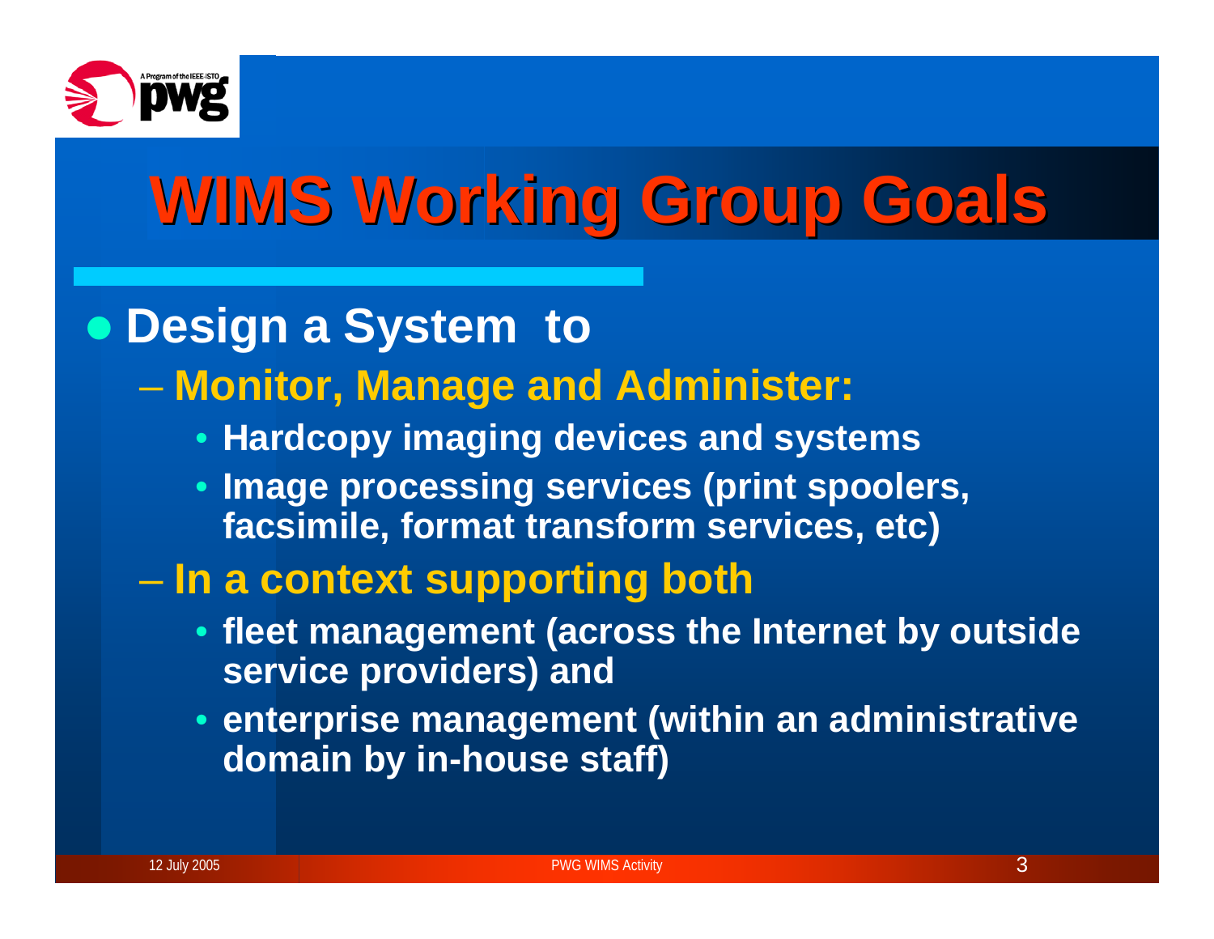# WIMS Working Group Goals

- **Design a System to**
  - **Monitor, Manage and Administer:**
    - **Hardcopy imaging devices and systems**
    - **Image processing services (print spoolers, facsimile, format transform services, etc)**
  - **In a context supporting both**
    - **fleet management (across the Internet by outside service providers) and**
    - **enterprise management (within an administrative domain by in-house staff)**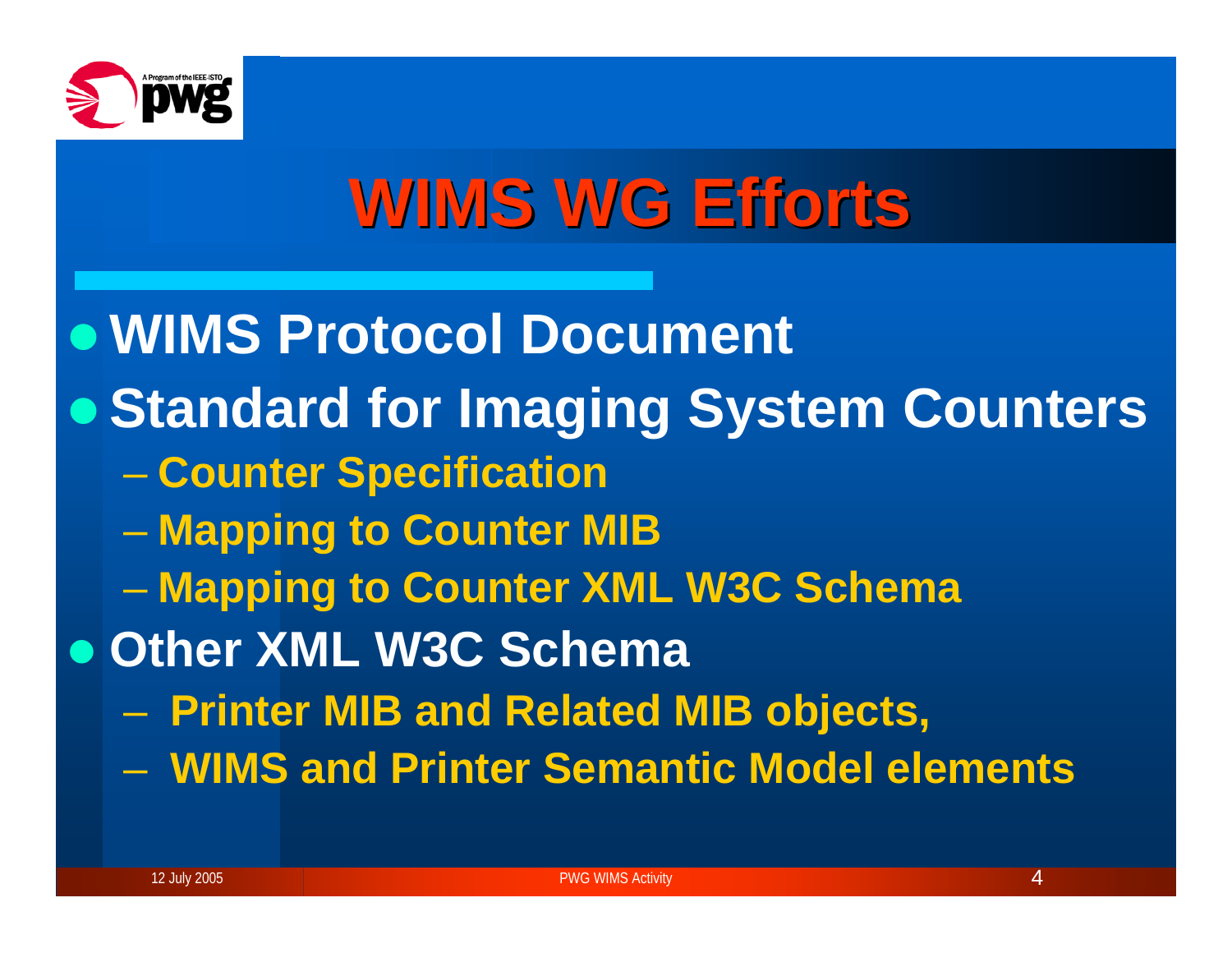# WIMS WG Efforts

- **WIMS Protocol Document**
- **Standard for Imaging System Counters**
  - **Counter Specification**
  - **Mapping to Counter MIB**
  - **Mapping to Counter XML W3C Schema**
- **Other XML W3C Schema**
  - **Printer MIB and Related MIB objects,**
  - **WIMS and Printer Semantic Model elements**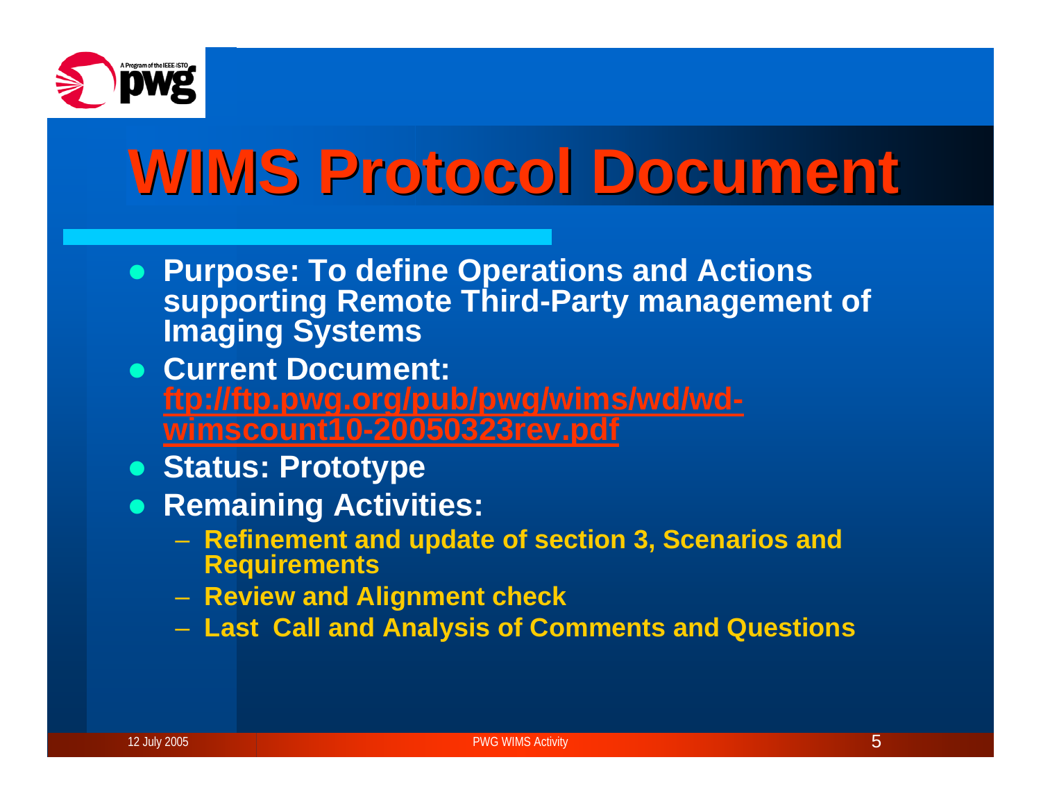# WIMS Protocol Document

- **Purpose: To define Operations and Actions supporting Remote Third-Party management of Imaging Systems**
- **Current Document: ftp://ftp.pwg.org/pub/pwg/wims/wd/wd-wimscount10-20050323rev.pdf**
- **Status: Prototype**
- **Remaining Activities:**
  - **Refinement and update of section 3, Scenarios and Requirements**
  - **Review and Alignment check**
  - **Last Call and Analysis of Comments and Questions**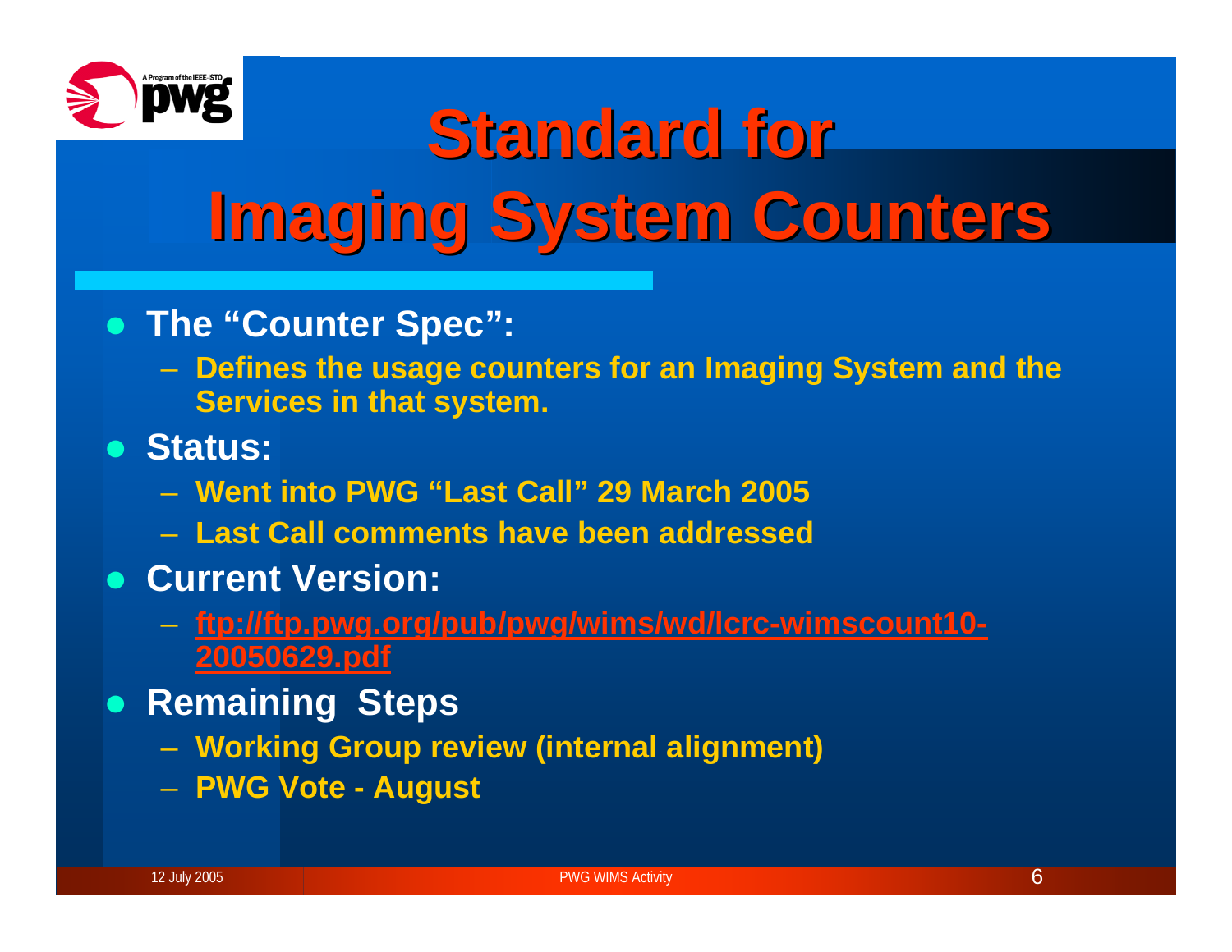# Standard for Imaging System Counters

- **The "Counter Spec":**
  - **Defines the usage counters for an Imaging System and the Services in that system.**
- **Status:**
  - **Went into PWG "Last Call" 29 March 2005**
  - **Last Call comments have been addressed**
- **Current Version:**
  - **ftp://ftp.pwg.org/pub/pwg/wims/wd/lcrc-wimscount10-20050629.pdf**
- **Remaining Steps**
  - **Working Group review (internal alignment)**
  - **PWG Vote - August**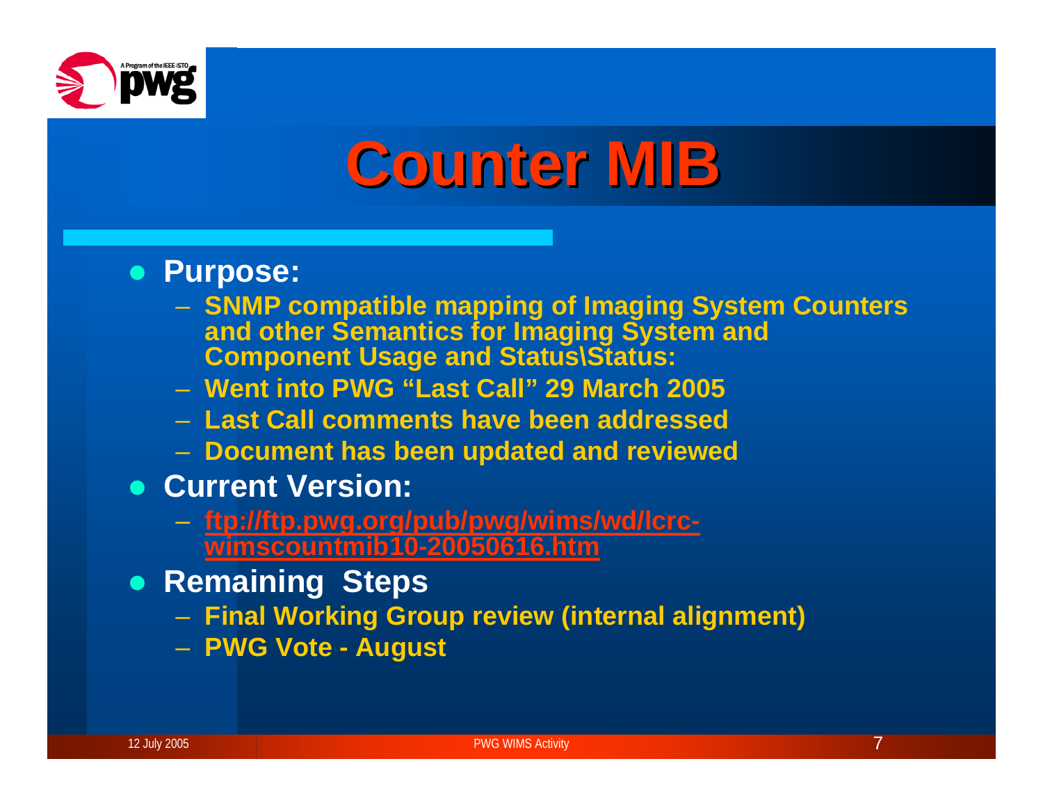# Counter MIB

- **Purpose:**
  - SNMP compatible mapping of Imaging System Counters and other Semantics for Imaging System and Component Usage and Status\Status:
  - Went into PWG "Last Call" 29 March 2005
  - Last Call comments have been addressed
  - Document has been updated and reviewed
- **Current Version:**
  - ftp://ftp.pwg.org/pub/pwg/wims/wd/lcrc-wimscountmib10-20050616.htm
- **Remaining Steps**
  - Final Working Group review (internal alignment)
  - PWG Vote - August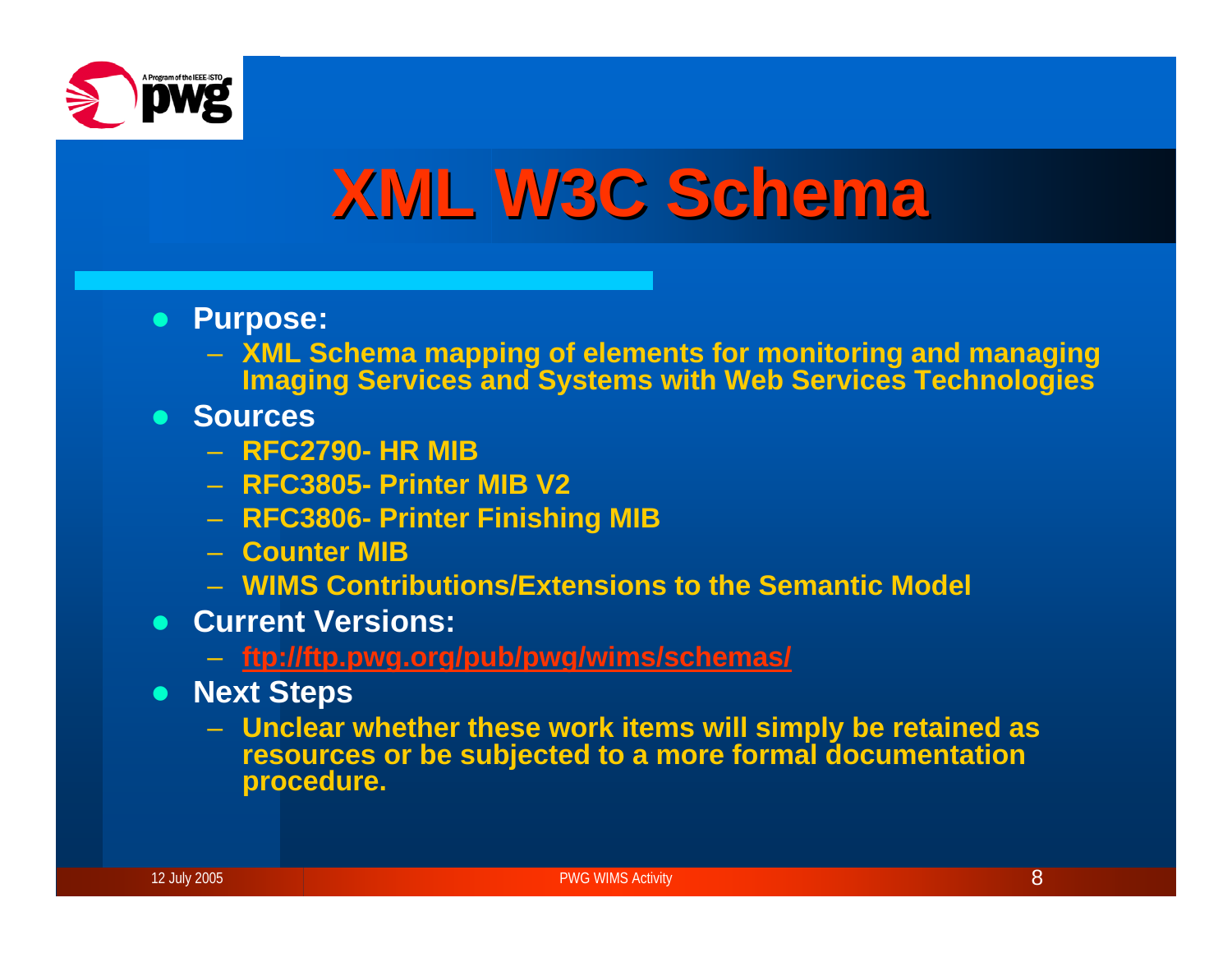# XML W3C Schema

- **Purpose:**
  - XML Schema mapping of elements for monitoring and managing Imaging Services and Systems with Web Services Technologies
- **Sources**
  - RFC2790- HR MIB
  - RFC3805- Printer MIB V2
  - RFC3806- Printer Finishing MIB
  - Counter MIB
  - WIMS Contributions/Extensions to the Semantic Model
- **Current Versions:**
  - ftp://ftp.pwg.org/pub/pwg/wims/schemas/
- **Next Steps**
  - Unclear whether these work items will simply be retained as resources or be subjected to a more formal documentation procedure.